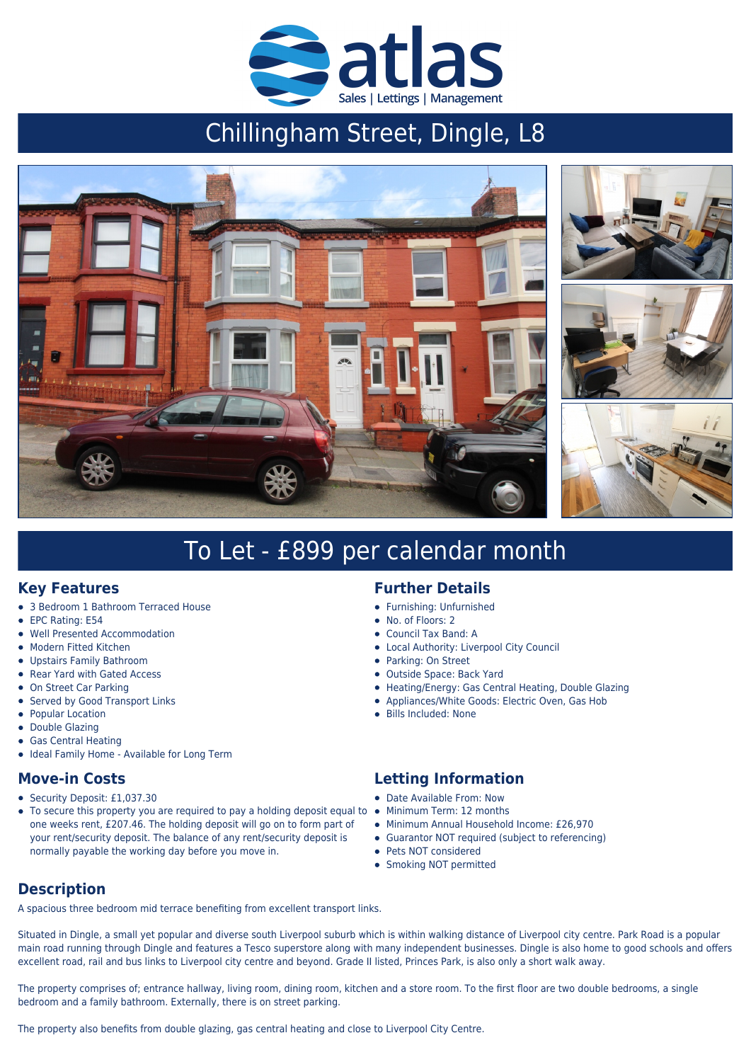atlas

Sales | Lettings | Management

# Chillingham Street, Dingle, L8

## To Let - £899 per calendar month

## Key Features

- 3 Bedroom 1 Bathroom Terraced House
- EPC Rating: E54
- Well Presented Accommodation
- Modern Fitted Kitchen
- Upstairs Family Bathroom
- Rear Yard with Gated Access
- On Street Car Parking
- Served by Good Transport Links
- Popular Location
- Double Glazing
- Gas Central Heating
- Ideal Family Home - Available for Long Term

## Further Details

- Furnishing: Unfurnished
- No. of Floors: 2
- Council Tax Band: A
- Local Authority: Liverpool City Council
- Parking: On Street
- Outside Space: Back Yard
- Heating/Energy: Gas Central Heating, Double Glazing
- Appliances/White Goods: Electric Oven, Gas Hob
- Bills Included: None

## Move-in Costs

- Security Deposit: £1,037.30
- To secure this property you are required to pay a holding deposit equal to one weeks rent, £207.46. The holding deposit will go on to form part of your rent/security deposit. The balance of any rent/security deposit is normally payable the working day before you move in.

## Letting Information

- Date Available From: Now
- Minimum Term: 12 months
- Minimum Annual Household Income: £26,970
- Guarantor NOT required (subject to referencing)
- Pets NOT considered
- Smoking NOT permitted

## Description

A spacious three bedroom mid terrace benefiting from excellent transport links.

Situated in Dingle, a small yet popular and diverse south Liverpool suburb which is within walking distance of Liverpool city centre. Park Road is a popular main road running through Dingle and features a Tesco superstore along with many independent businesses. Dingle is also home to good schools and offers excellent road, rail and bus links to Liverpool city centre and beyond. Grade II listed, Princes Park, is also only a short walk away.

The property comprises of; entrance hallway, living room, dining room, kitchen and a store room. To the first floor are two double bedrooms, a single bedroom and a family bathroom. Externally, there is on street parking.

The property also benefits from double glazing, gas central heating and close to Liverpool City Centre.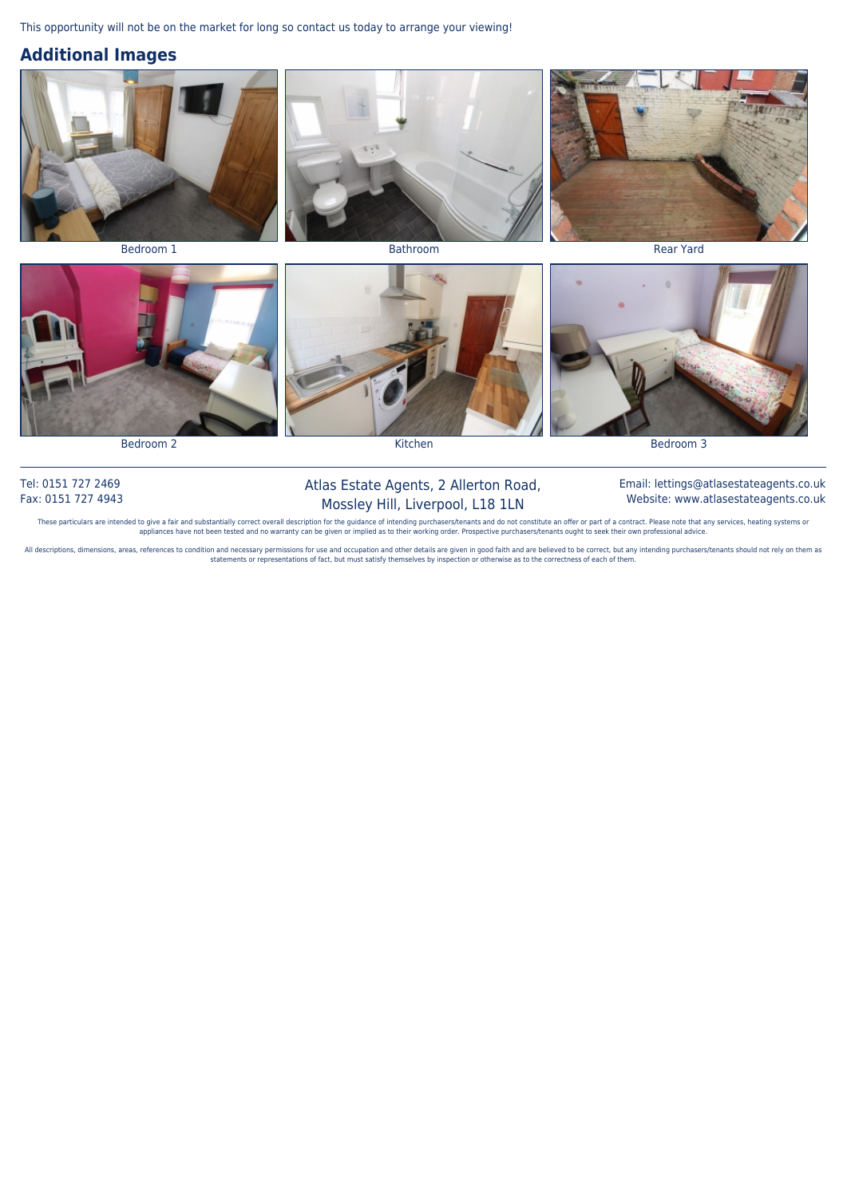This opportunity will not be on the market for long so contact us today to arrange your viewing!

## Additional Images

Bedroom 1

Bathroom

Rear Yard

Bedroom 2

Kitchen

Bedroom 3

Tel: 0151 727 2469
Fax: 0151 727 4943

Atlas Estate Agents, 2 Allerton Road, Mossley Hill, Liverpool, L18 1LN

Email: lettings@atlasestateagents.co.uk
Website: www.atlasestateagents.co.uk

These particulars are intended to give a fair and substantially correct overall description for the guidance of intending purchasers/tenants and do not constitute an offer or part of a contract. Please note that any services, heating systems or appliances have not been tested and no warranty can be given or implied as to their working order. Prospective purchasers/tenants ought to seek their own professional advice.

All descriptions, dimensions, areas, references to condition and necessary permissions for use and occupation and other details are given in good faith and are believed to be correct, but any intending purchasers/tenants should not rely on them as statements or representations of fact, but must satisfy themselves by inspection or otherwise as to the correctness of each of them.